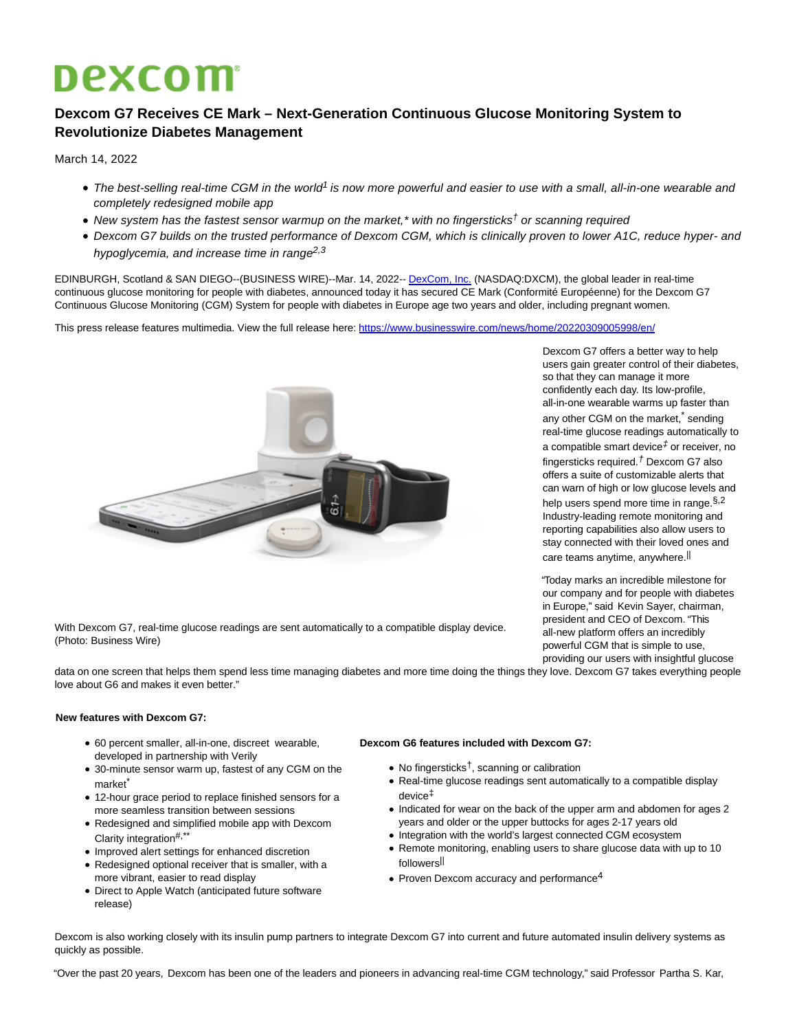# Dexcom

## Dexcom G7 Receives CE Mark – Next-Generation Continuous Glucose Monitoring System to Revolutionize Diabetes Management

March 14, 2022

- *The best-selling real-time CGM in the world[1] is now more powerful and easier to use with a small, all-in-one wearable and completely redesigned mobile app*
- *New system has the fastest sensor warmup on the market,\* with no fingersticks† or scanning required*
- *Dexcom G7 builds on the trusted performance of Dexcom CGM, which is clinically proven to lower A1C, reduce hyper- and hypoglycemia, and increase time in range[2,3]*

EDINBURGH, Scotland & SAN DIEGO--(BUSINESS WIRE)--Mar. 14, 2022-- DexCom, Inc. (NASDAQ:DXCM), the global leader in real-time continuous glucose monitoring for people with diabetes, announced today it has secured CE Mark (Conformité Européenne) for the Dexcom G7 Continuous Glucose Monitoring (CGM) System for people with diabetes in Europe age two years and older, including pregnant women.

This press release features multimedia. View the full release here: https://www.businesswire.com/news/home/20220309005998/en/

With Dexcom G7, real-time glucose readings are sent automatically to a compatible display device. (Photo: Business Wire)

Dexcom G7 offers a better way to help users gain greater control of their diabetes, so that they can manage it more confidently each day. Its low-profile, all-in-one wearable warms up faster than any other CGM on the market,* sending real-time glucose readings automatically to a compatible smart device‡ or receiver, no fingersticks required.† Dexcom G7 also offers a suite of customizable alerts that can warn of high or low glucose levels and help users spend more time in range.§,2 Industry-leading remote monitoring and reporting capabilities also allow users to stay connected with their loved ones and care teams anytime, anywhere.||

"Today marks an incredible milestone for our company and for people with diabetes in Europe," said Kevin Sayer, chairman, president and CEO of Dexcom. "This all-new platform offers an incredibly powerful CGM that is simple to use, providing our users with insightful glucose data on one screen that helps them spend less time managing diabetes and more time doing the things they love. Dexcom G7 takes everything people love about G6 and makes it even better."

**New features with Dexcom G7:**

- 60 percent smaller, all-in-one, discreet wearable, developed in partnership with Verily
- 30-minute sensor warm up, fastest of any CGM on the market*
- 12-hour grace period to replace finished sensors for a more seamless transition between sessions
- Redesigned and simplified mobile app with Dexcom Clarity integration#,**
- Improved alert settings for enhanced discretion
- Redesigned optional receiver that is smaller, with a more vibrant, easier to read display
- Direct to Apple Watch (anticipated future software release)

**Dexcom G6 features included with Dexcom G7:**

- No fingersticks†, scanning or calibration
- Real-time glucose readings sent automatically to a compatible display device‡
- Indicated for wear on the back of the upper arm and abdomen for ages 2 years and older or the upper buttocks for ages 2-17 years old
- Integration with the world's largest connected CGM ecosystem
- Remote monitoring, enabling users to share glucose data with up to 10 followers||
- Proven Dexcom accuracy and performance[4]

Dexcom is also working closely with its insulin pump partners to integrate Dexcom G7 into current and future automated insulin delivery systems as quickly as possible.

"Over the past 20 years, Dexcom has been one of the leaders and pioneers in advancing real-time CGM technology," said Professor Partha S. Kar,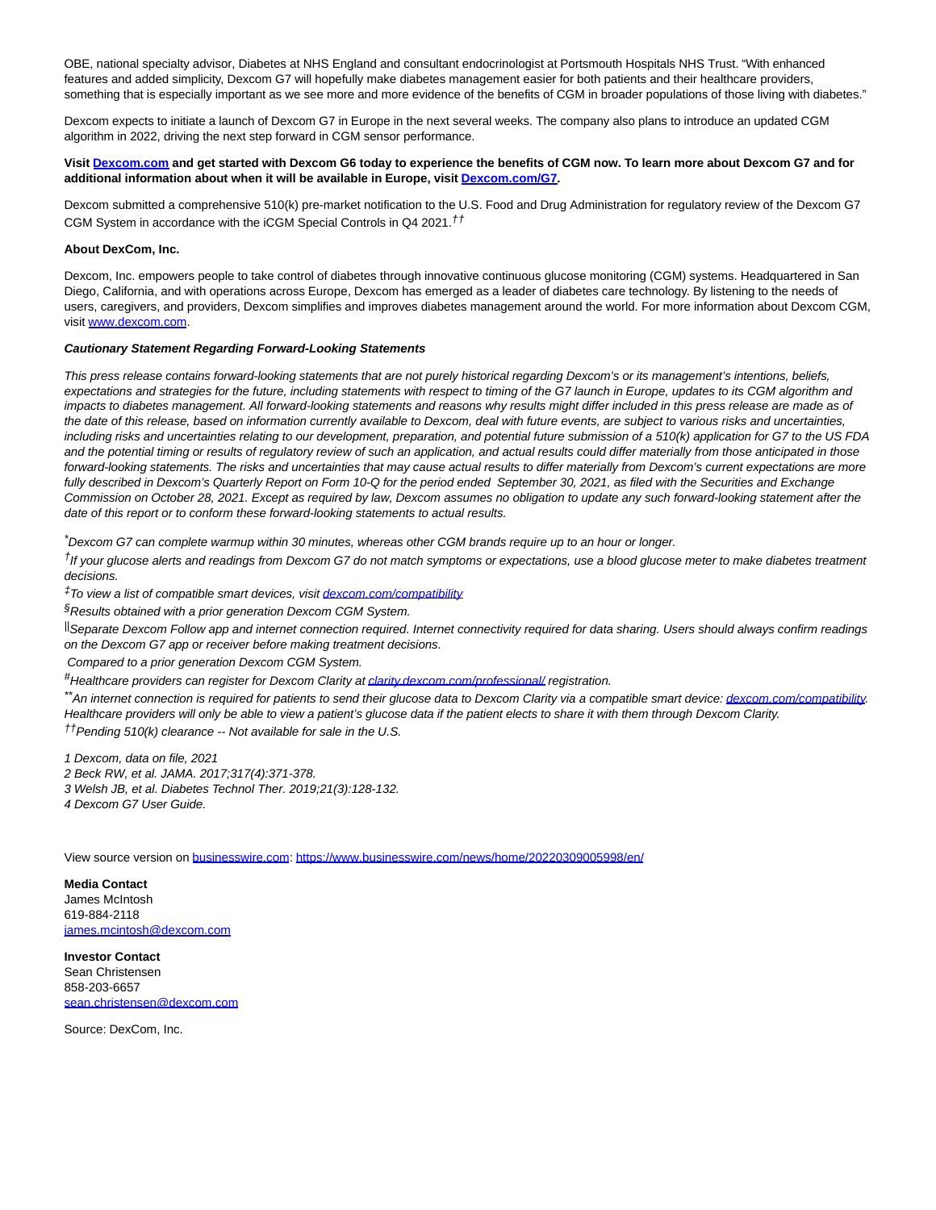OBE, national specialty advisor, Diabetes at NHS England and consultant endocrinologist at Portsmouth Hospitals NHS Trust. "With enhanced features and added simplicity, Dexcom G7 will hopefully make diabetes management easier for both patients and their healthcare providers, something that is especially important as we see more and more evidence of the benefits of CGM in broader populations of those living with diabetes."

Dexcom expects to initiate a launch of Dexcom G7 in Europe in the next several weeks. The company also plans to introduce an updated CGM algorithm in 2022, driving the next step forward in CGM sensor performance.

**Visit Dexcom.com and get started with Dexcom G6 today to experience the benefits of CGM now. To learn more about Dexcom G7 and for additional information about when it will be available in Europe, visit Dexcom.com/G7.**

Dexcom submitted a comprehensive 510(k) pre-market notification to the U.S. Food and Drug Administration for regulatory review of the Dexcom G7 CGM System in accordance with the iCGM Special Controls in Q4 2021.[††]

**About DexCom, Inc.**

Dexcom, Inc. empowers people to take control of diabetes through innovative continuous glucose monitoring (CGM) systems. Headquartered in San Diego, California, and with operations across Europe, Dexcom has emerged as a leader of diabetes care technology. By listening to the needs of users, caregivers, and providers, Dexcom simplifies and improves diabetes management around the world. For more information about Dexcom CGM, visit www.dexcom.com.

***Cautionary Statement Regarding Forward-Looking Statements***

*This press release contains forward-looking statements that are not purely historical regarding Dexcom's or its management's intentions, beliefs, expectations and strategies for the future, including statements with respect to timing of the G7 launch in Europe, updates to its CGM algorithm and impacts to diabetes management. All forward-looking statements and reasons why results might differ included in this press release are made as of the date of this release, based on information currently available to Dexcom, deal with future events, are subject to various risks and uncertainties, including risks and uncertainties relating to our development, preparation, and potential future submission of a 510(k) application for G7 to the US FDA and the potential timing or results of regulatory review of such an application, and actual results could differ materially from those anticipated in those forward-looking statements. The risks and uncertainties that may cause actual results to differ materially from Dexcom's current expectations are more fully described in Dexcom's Quarterly Report on Form 10-Q for the period ended September 30, 2021, as filed with the Securities and Exchange Commission on October 28, 2021. Except as required by law, Dexcom assumes no obligation to update any such forward-looking statement after the date of this report or to conform these forward-looking statements to actual results.*

[*] *Dexcom G7 can complete warmup within 30 minutes, whereas other CGM brands require up to an hour or longer.*

[†] *If your glucose alerts and readings from Dexcom G7 do not match symptoms or expectations, use a blood glucose meter to make diabetes treatment decisions.*

[‡] *To view a list of compatible smart devices, visit dexcom.com/compatibility*

[§] *Results obtained with a prior generation Dexcom CGM System.*

[||] *Separate Dexcom Follow app and internet connection required. Internet connectivity required for data sharing. Users should always confirm readings on the Dexcom G7 app or receiver before making treatment decisions.*

*Compared to a prior generation Dexcom CGM System.*

[#] *Healthcare providers can register for Dexcom Clarity at clarity.dexcom.com/professional/ registration.*

[**] *An internet connection is required for patients to send their glucose data to Dexcom Clarity via a compatible smart device: dexcom.com/compatibility. Healthcare providers will only be able to view a patient's glucose data if the patient elects to share it with them through Dexcom Clarity.*

[††] *Pending 510(k) clearance -- Not available for sale in the U.S.*

*1 Dexcom, data on file, 2021*
*2 Beck RW, et al. JAMA. 2017;317(4):371-378.*
*3 Welsh JB, et al. Diabetes Technol Ther. 2019;21(3):128-132.*
*4 Dexcom G7 User Guide.*

View source version on businesswire.com: https://www.businesswire.com/news/home/20220309005998/en/

**Media Contact**
James McIntosh
619-884-2118
james.mcintosh@dexcom.com

**Investor Contact**
Sean Christensen
858-203-6657
sean.christensen@dexcom.com

Source: DexCom, Inc.